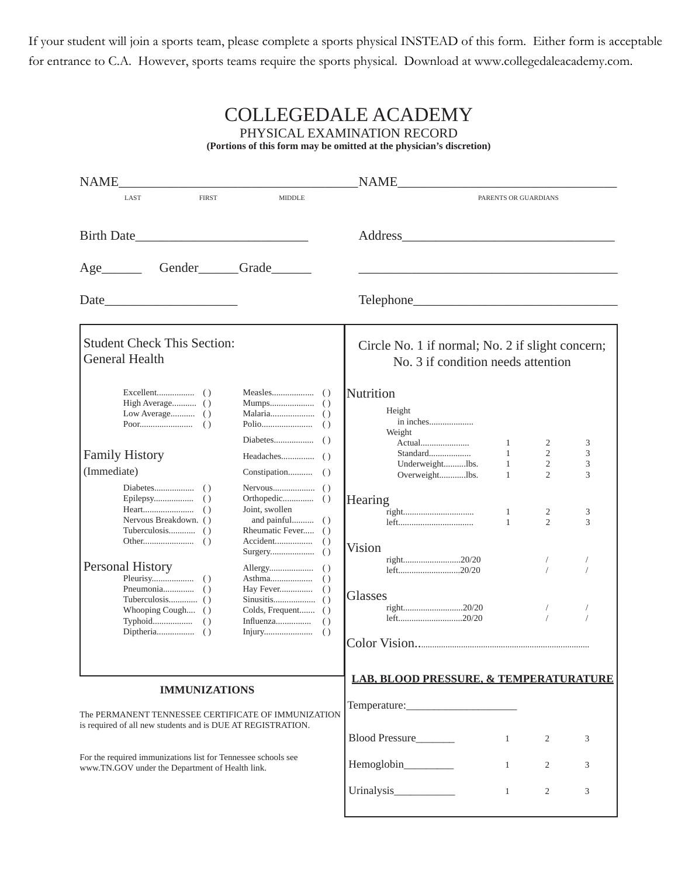If your student will join a sports team, please complete a sports physical INSTEAD of this form. Either form is acceptable for entrance to C.A. However, sports teams require the sports physical. Download at www.collegedaleacademy.com.

# COLLEGEDALE ACADEMY

## PHYSICAL EXAMINATION RECORD

**(Portions of this form may be omitted at the physician's discretion)**

NAME_____________________________________ NAME_________________________________
LAST FIRST MIDDLE PARENTS OR GUARDIANS

Birth Date__________________________ Address________________________________

Age______ Gender______Grade______ ________________________________________

Date____________________ Telephone_______________________________

### Student Check This Section:
### General Health

Excellent................. ( )
High Average........... ( )
Low Average........... ( )
Poor....................... ( )

Measles................... ( )
Mumps.................... ( )
Malaria.................... ( )
Polio....................... ( )
Diabetes.................. ( )
Headaches............... ( )
Constipation........... ( )
Nervous................... ( )
Orthopedic.............. ( )
Joint, swollen and painful.......... ( )
Rheumatic Fever..... ( )
Accident................. ( )
Surgery.................... ( )
Allergy.................... ( )
Asthma................... ( )
Hay Fever............... ( )
Sinusitis................... ( )
Colds, Frequent....... ( )
Influenza................ ( )
Injury...................... ( )

### Family History
(Immediate)

Diabetes.................. ( )
Epilepsy.................. ( )
Heart....................... ( )
Nervous Breakdown. ( )
Tuberculosis............ ( )
Other....................... ( )

### Personal History

Pleurisy................... ( )
Pneumonia............. ( )
Tuberculosis............. ( )
Whooping Cough.... ( )
Typhoid.................. ( )
Diptheria................. ( )

### IMMUNIZATIONS

The PERMANENT TENNESSEE CERTIFICATE OF IMMUNIZATION is required of all new students and is DUE AT REGISTRATION.

For the required immunizations list for Tennessee schools see www.TN.GOV under the Department of Health link.

### Circle No. 1 if normal; No. 2 if slight concern; No. 3 if condition needs attention

**Nutrition**

| | | | |
|---|---|---|---|
| Height in inches.................... | | | |
| Weight | | | |
| Actual...................... | 1 | 2 | 3 |
| Standard................... | 1 | 2 | 3 |
| Underweight..........lbs. | 1 | 2 | 3 |
| Overweight............lbs. | 1 | 2 | 3 |

**Hearing**

| | | | |
|---|---|---|---|
| right................................ | 1 | 2 | 3 |
| left.................................. | 1 | 2 | 3 |

**Vision**

| | | |
|---|---|---|
| right..........................20/20 | / | / |
| left............................20/20 | / | / |

**Glasses**

| | | |
|---|---|---|
| right...........................20/20 | / | / |
| left.............................20/20 | / | / |

**Color Vision**..........................................................................

### LAB, BLOOD PRESSURE, & TEMPERATURATURE

Temperature:____________________

| | | | |
|---|---|---|---|
| Blood Pressure_______ | 1 | 2 | 3 |
| Hemoglobin_________ | 1 | 2 | 3 |
| Urinalysis___________ | 1 | 2 | 3 |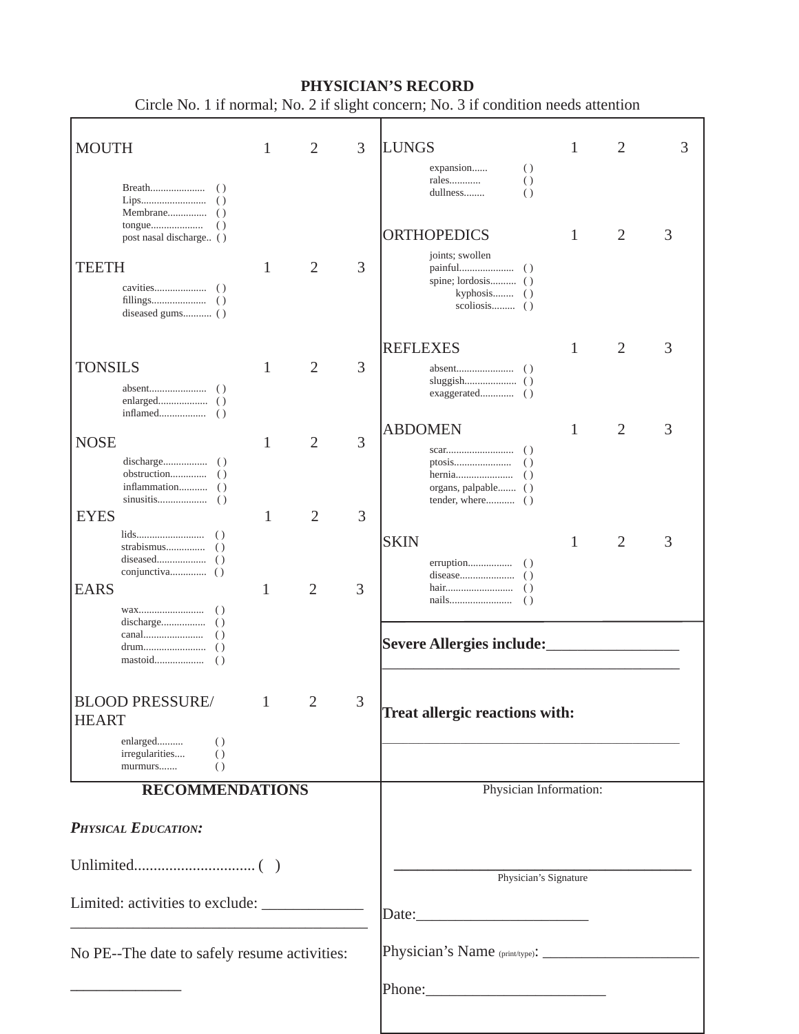## PHYSICIAN'S RECORD

Circle No. 1 if normal; No. 2 if slight concern; No. 3 if condition needs attention

MOUTH 1 2 3

- Breath.................... ( )
- Lips......................... ( )
- Membrane............... ( )
- tongue.................... ( )
- post nasal discharge.. ( )

TEETH 1 2 3

- cavities.................... ( )
- fillings..................... ( )
- diseased gums........... ( )

TONSILS 1 2 3

- absent...................... ( )
- enlarged.................. ( )
- inflamed.................. ( )

NOSE 1 2 3

- discharge................. ( )
- obstruction.............. ( )
- inflammation........... ( )
- sinusitis.................. ( )

EYES 1 2 3

- lids.......................... ( )
- strabismus............... ( )
- diseased.................. ( )
- conjunctiva.............. ( )

EARS 1 2 3

- wax......................... ( )
- discharge................. ( )
- canal....................... ( )
- drum........................ ( )
- mastoid.................. ( )

BLOOD PRESSURE/ HEART 1 2 3

- enlarged.......... ( )
- irregularities.... ( )
- murmurs....... ( )

LUNGS 1 2 3

- expansion...... ( )
- rales............ ( )
- dullness........ ( )

ORTHOPEDICS 1 2 3

- joints; swollen
- painful..................... ( )
- spine; lordosis.......... ( )
  - kyphosis........ ( )
  - scoliosis......... ( )

REFLEXES 1 2 3

- absent...................... ( )
- sluggish.................... ( )
- exaggerated............. ( )

ABDOMEN 1 2 3

- scar.......................... ( )
- ptosis...................... ( )
- hernia...................... ( )
- organs, palpable....... ( )
- tender, where........... ( )

SKIN 1 2 3

- erruption................. ( )
- disease..................... ( )
- hair.......................... ( )
- nails........................ ( )

**Severe Allergies include:**_________________
_________________________________________

**Treat allergic reactions with:**
_________________________________________

### RECOMMENDATIONS

***Physical Education:***

Unlimited............................... ( )

Limited: activities to exclude: _____________
________________________________________

No PE--The date to safely resume activities:

______________

Physician Information:

________________________________________
Physician's Signature

Date:______________________

Physician's Name (print/type): ____________________

Phone:_______________________